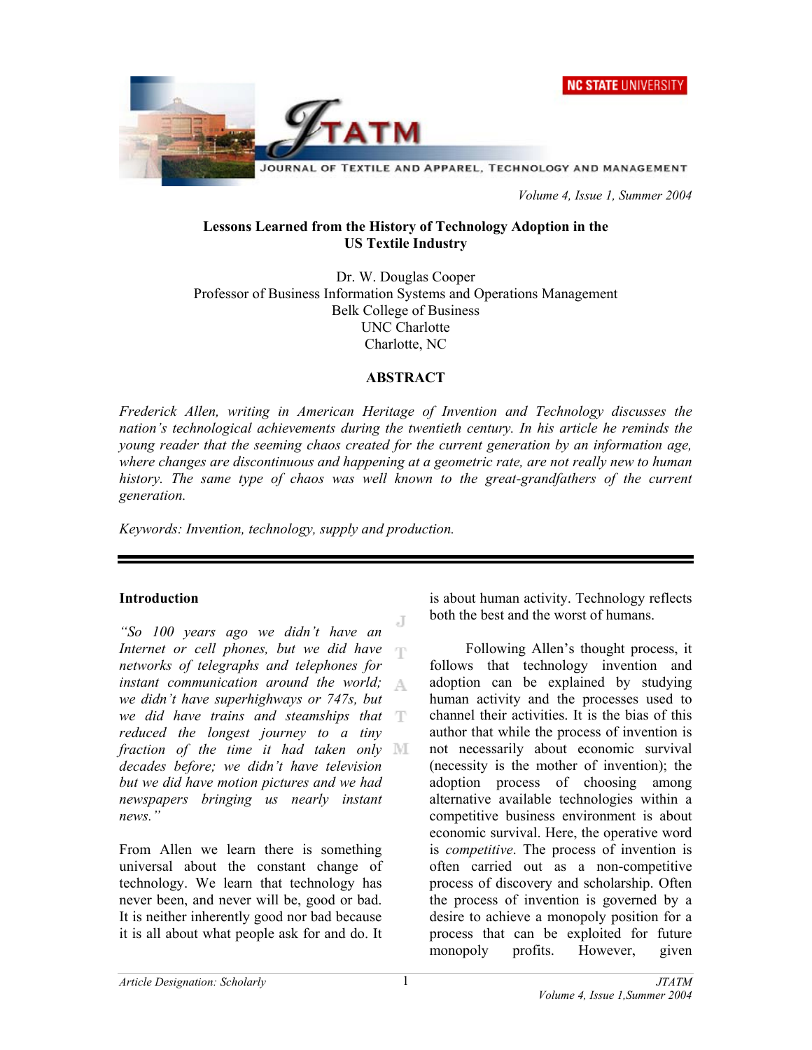Volume 4, Issue 1, Summer 2004

# Lessons Learned from the History of Technology Adoption in the US Textile Industry

Dr. W. Douglas Cooper
Professor of Business Information Systems and Operations Management
Belk College of Business
UNC Charlotte
Charlotte, NC

## ABSTRACT

*Frederick Allen, writing in American Heritage of Invention and Technology discusses the nation's technological achievements during the twentieth century. In his article he reminds the young reader that the seeming chaos created for the current generation by an information age, where changes are discontinuous and happening at a geometric rate, are not really new to human history. The same type of chaos was well known to the great-grandfathers of the current generation.*

*Keywords: Invention, technology, supply and production.*

---

## Introduction

*"So 100 years ago we didn't have an Internet or cell phones, but we did have networks of telegraphs and telephones for instant communication around the world; we didn't have superhighways or 747s, but we did have trains and steamships that reduced the longest journey to a tiny fraction of the time it had taken only decades before; we didn't have television but we did have motion pictures and we had newspapers bringing us nearly instant news."*

From Allen we learn there is something universal about the constant change of technology. We learn that technology has never been, and never will be, good or bad. It is neither inherently good nor bad because it is all about what people ask for and do. It is about human activity. Technology reflects both the best and the worst of humans.

Following Allen's thought process, it follows that technology invention and adoption can be explained by studying human activity and the processes used to channel their activities. It is the bias of this author that while the process of invention is not necessarily about economic survival (necessity is the mother of invention); the adoption process of choosing among alternative available technologies within a competitive business environment is about economic survival. Here, the operative word is *competitive*. The process of invention is often carried out as a non-competitive process of discovery and scholarship. Often the process of invention is governed by a desire to achieve a monopoly position for a process that can be exploited for future monopoly profits. However, given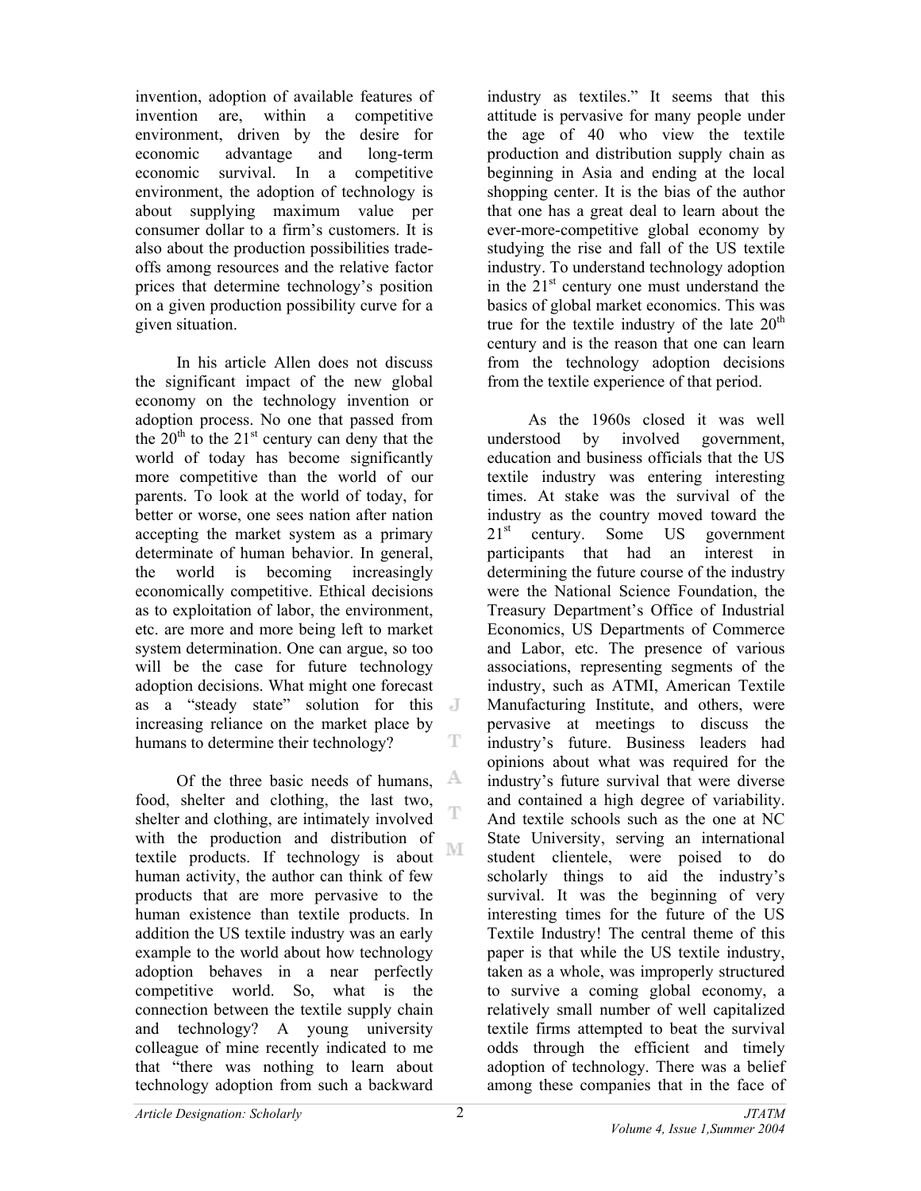invention, adoption of available features of invention are, within a competitive environment, driven by the desire for economic advantage and long-term economic survival. In a competitive environment, the adoption of technology is about supplying maximum value per consumer dollar to a firm's customers. It is also about the production possibilities trade-offs among resources and the relative factor prices that determine technology's position on a given production possibility curve for a given situation.

In his article Allen does not discuss the significant impact of the new global economy on the technology invention or adoption process. No one that passed from the 20th to the 21st century can deny that the world of today has become significantly more competitive than the world of our parents. To look at the world of today, for better or worse, one sees nation after nation accepting the market system as a primary determinate of human behavior. In general, the world is becoming increasingly economically competitive. Ethical decisions as to exploitation of labor, the environment, etc. are more and more being left to market system determination. One can argue, so too will be the case for future technology adoption decisions. What might one forecast as a "steady state" solution for this increasing reliance on the market place by humans to determine their technology?

Of the three basic needs of humans, food, shelter and clothing, the last two, shelter and clothing, are intimately involved with the production and distribution of textile products. If technology is about human activity, the author can think of few products that are more pervasive to the human existence than textile products. In addition the US textile industry was an early example to the world about how technology adoption behaves in a near perfectly competitive world. So, what is the connection between the textile supply chain and technology? A young university colleague of mine recently indicated to me that "there was nothing to learn about technology adoption from such a backward industry as textiles." It seems that this attitude is pervasive for many people under the age of 40 who view the textile production and distribution supply chain as beginning in Asia and ending at the local shopping center. It is the bias of the author that one has a great deal to learn about the ever-more-competitive global economy by studying the rise and fall of the US textile industry. To understand technology adoption in the 21st century one must understand the basics of global market economics. This was true for the textile industry of the late 20th century and is the reason that one can learn from the technology adoption decisions from the textile experience of that period.

As the 1960s closed it was well understood by involved government, education and business officials that the US textile industry was entering interesting times. At stake was the survival of the industry as the country moved toward the 21st century. Some US government participants that had an interest in determining the future course of the industry were the National Science Foundation, the Treasury Department's Office of Industrial Economics, US Departments of Commerce and Labor, etc. The presence of various associations, representing segments of the industry, such as ATMI, American Textile Manufacturing Institute, and others, were pervasive at meetings to discuss the industry's future. Business leaders had opinions about what was required for the industry's future survival that were diverse and contained a high degree of variability. And textile schools such as the one at NC State University, serving an international student clientele, were poised to do scholarly things to aid the industry's survival. It was the beginning of very interesting times for the future of the US Textile Industry! The central theme of this paper is that while the US textile industry, taken as a whole, was improperly structured to survive a coming global economy, a relatively small number of well capitalized textile firms attempted to beat the survival odds through the efficient and timely adoption of technology. There was a belief among these companies that in the face of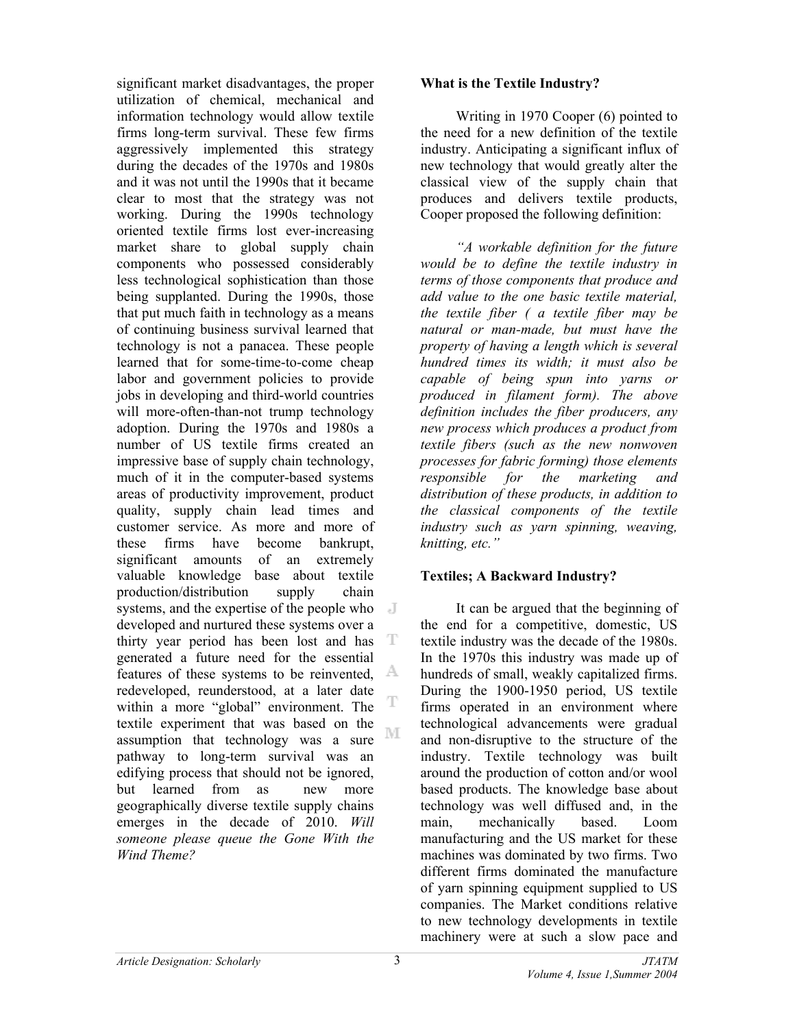significant market disadvantages, the proper utilization of chemical, mechanical and information technology would allow textile firms long-term survival. These few firms aggressively implemented this strategy during the decades of the 1970s and 1980s and it was not until the 1990s that it became clear to most that the strategy was not working. During the 1990s technology oriented textile firms lost ever-increasing market share to global supply chain components who possessed considerably less technological sophistication than those being supplanted. During the 1990s, those that put much faith in technology as a means of continuing business survival learned that technology is not a panacea. These people learned that for some-time-to-come cheap labor and government policies to provide jobs in developing and third-world countries will more-often-than-not trump technology adoption. During the 1970s and 1980s a number of US textile firms created an impressive base of supply chain technology, much of it in the computer-based systems areas of productivity improvement, product quality, supply chain lead times and customer service. As more and more of these firms have become bankrupt, significant amounts of an extremely valuable knowledge base about textile production/distribution supply chain systems, and the expertise of the people who developed and nurtured these systems over a thirty year period has been lost and has generated a future need for the essential features of these systems to be reinvented, redeveloped, reunderstood, at a later date within a more "global" environment. The textile experiment that was based on the assumption that technology was a sure pathway to long-term survival was an edifying process that should not be ignored, but learned from as new more geographically diverse textile supply chains emerges in the decade of 2010. *Will someone please queue the Gone With the Wind Theme?*

**What is the Textile Industry?**

Writing in 1970 Cooper (6) pointed to the need for a new definition of the textile industry. Anticipating a significant influx of new technology that would greatly alter the classical view of the supply chain that produces and delivers textile products, Cooper proposed the following definition:

*"A workable definition for the future would be to define the textile industry in terms of those components that produce and add value to the one basic textile material, the textile fiber ( a textile fiber may be natural or man-made, but must have the property of having a length which is several hundred times its width; it must also be capable of being spun into yarns or produced in filament form). The above definition includes the fiber producers, any new process which produces a product from textile fibers (such as the new nonwoven processes for fabric forming) those elements responsible for the marketing and distribution of these products, in addition to the classical components of the textile industry such as yarn spinning, weaving, knitting, etc."*

**Textiles; A Backward Industry?**

It can be argued that the beginning of the end for a competitive, domestic, US textile industry was the decade of the 1980s. In the 1970s this industry was made up of hundreds of small, weakly capitalized firms. During the 1900-1950 period, US textile firms operated in an environment where technological advancements were gradual and non-disruptive to the structure of the industry. Textile technology was built around the production of cotton and/or wool based products. The knowledge base about technology was well diffused and, in the main, mechanically based. Loom manufacturing and the US market for these machines was dominated by two firms. Two different firms dominated the manufacture of yarn spinning equipment supplied to US companies. The Market conditions relative to new technology developments in textile machinery were at such a slow pace and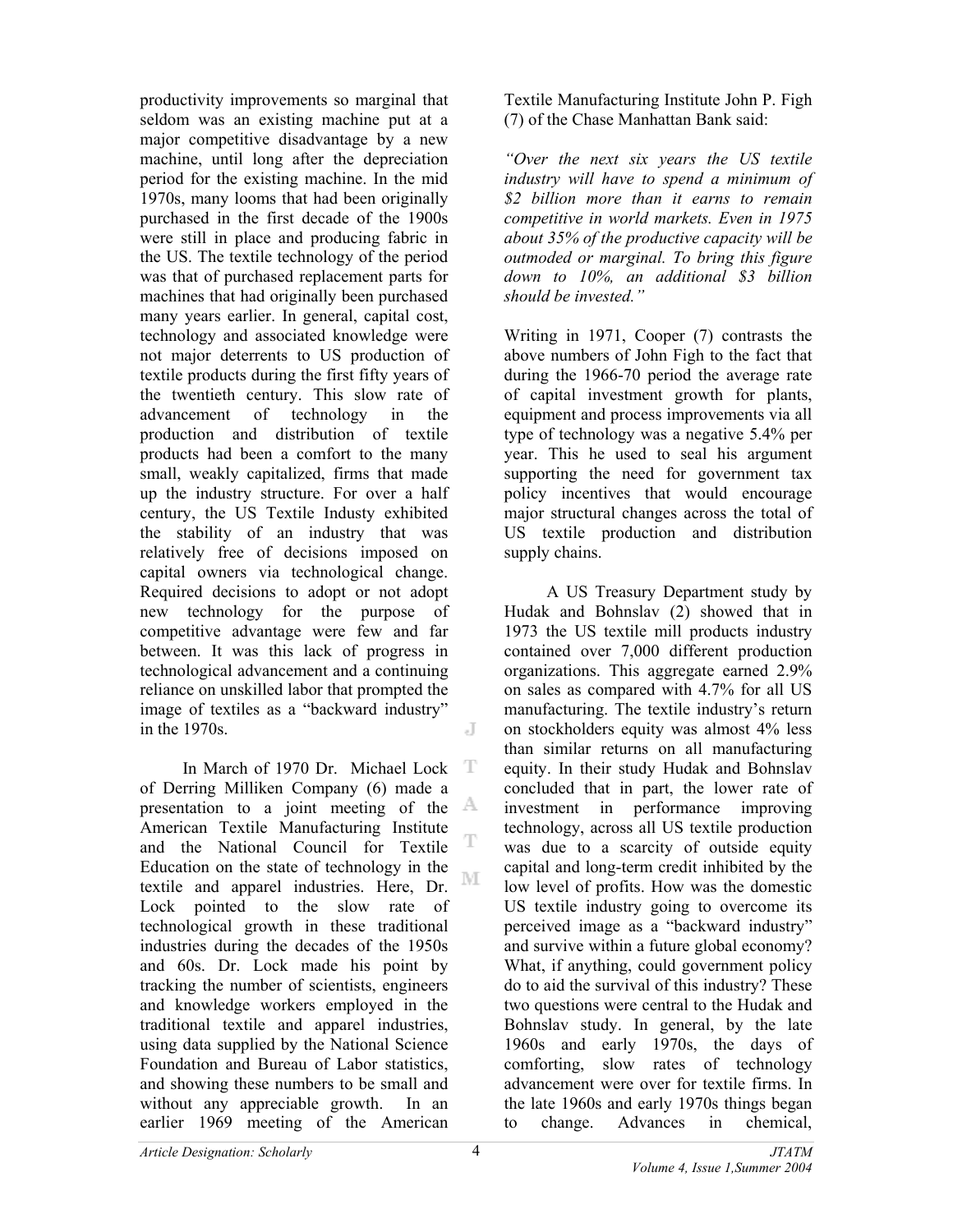productivity improvements so marginal that seldom was an existing machine put at a major competitive disadvantage by a new machine, until long after the depreciation period for the existing machine. In the mid 1970s, many looms that had been originally purchased in the first decade of the 1900s were still in place and producing fabric in the US. The textile technology of the period was that of purchased replacement parts for machines that had originally been purchased many years earlier. In general, capital cost, technology and associated knowledge were not major deterrents to US production of textile products during the first fifty years of the twentieth century. This slow rate of advancement of technology in the production and distribution of textile products had been a comfort to the many small, weakly capitalized, firms that made up the industry structure. For over a half century, the US Textile Industy exhibited the stability of an industry that was relatively free of decisions imposed on capital owners via technological change. Required decisions to adopt or not adopt new technology for the purpose of competitive advantage were few and far between. It was this lack of progress in technological advancement and a continuing reliance on unskilled labor that prompted the image of textiles as a "backward industry" in the 1970s.

In March of 1970 Dr. Michael Lock of Derring Milliken Company (6) made a presentation to a joint meeting of the American Textile Manufacturing Institute and the National Council for Textile Education on the state of technology in the textile and apparel industries. Here, Dr. Lock pointed to the slow rate of technological growth in these traditional industries during the decades of the 1950s and 60s. Dr. Lock made his point by tracking the number of scientists, engineers and knowledge workers employed in the traditional textile and apparel industries, using data supplied by the National Science Foundation and Bureau of Labor statistics, and showing these numbers to be small and without any appreciable growth. In an earlier 1969 meeting of the American Textile Manufacturing Institute John P. Figh (7) of the Chase Manhattan Bank said:

*"Over the next six years the US textile industry will have to spend a minimum of $2 billion more than it earns to remain competitive in world markets. Even in 1975 about 35% of the productive capacity will be outmoded or marginal. To bring this figure down to 10%, an additional $3 billion should be invested."*

Writing in 1971, Cooper (7) contrasts the above numbers of John Figh to the fact that during the 1966-70 period the average rate of capital investment growth for plants, equipment and process improvements via all type of technology was a negative 5.4% per year. This he used to seal his argument supporting the need for government tax policy incentives that would encourage major structural changes across the total of US textile production and distribution supply chains.

A US Treasury Department study by Hudak and Bohnslav (2) showed that in 1973 the US textile mill products industry contained over 7,000 different production organizations. This aggregate earned 2.9% on sales as compared with 4.7% for all US manufacturing. The textile industry's return on stockholders equity was almost 4% less than similar returns on all manufacturing equity. In their study Hudak and Bohnslav concluded that in part, the lower rate of investment in performance improving technology, across all US textile production was due to a scarcity of outside equity capital and long-term credit inhibited by the low level of profits. How was the domestic US textile industry going to overcome its perceived image as a "backward industry" and survive within a future global economy? What, if anything, could government policy do to aid the survival of this industry? These two questions were central to the Hudak and Bohnslav study. In general, by the late 1960s and early 1970s, the days of comforting, slow rates of technology advancement were over for textile firms. In the late 1960s and early 1970s things began to change. Advances in chemical,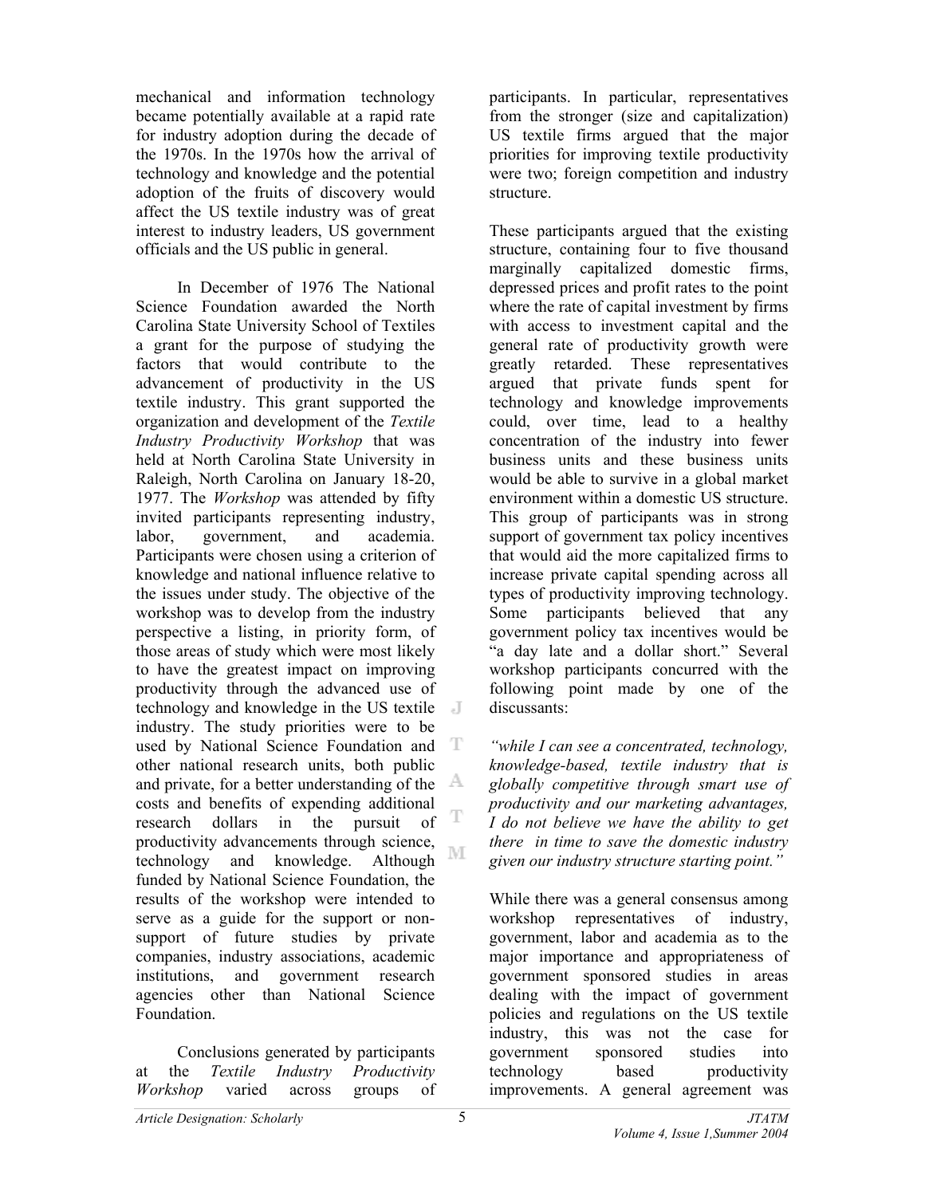mechanical and information technology became potentially available at a rapid rate for industry adoption during the decade of the 1970s. In the 1970s how the arrival of technology and knowledge and the potential adoption of the fruits of discovery would affect the US textile industry was of great interest to industry leaders, US government officials and the US public in general.

In December of 1976 The National Science Foundation awarded the North Carolina State University School of Textiles a grant for the purpose of studying the factors that would contribute to the advancement of productivity in the US textile industry. This grant supported the organization and development of the *Textile Industry Productivity Workshop* that was held at North Carolina State University in Raleigh, North Carolina on January 18-20, 1977. The *Workshop* was attended by fifty invited participants representing industry, labor, government, and academia. Participants were chosen using a criterion of knowledge and national influence relative to the issues under study. The objective of the workshop was to develop from the industry perspective a listing, in priority form, of those areas of study which were most likely to have the greatest impact on improving productivity through the advanced use of technology and knowledge in the US textile industry. The study priorities were to be used by National Science Foundation and other national research units, both public and private, for a better understanding of the costs and benefits of expending additional research dollars in the pursuit of productivity advancements through science, technology and knowledge. Although funded by National Science Foundation, the results of the workshop were intended to serve as a guide for the support or non-support of future studies by private companies, industry associations, academic institutions, and government research agencies other than National Science Foundation.

Conclusions generated by participants at the *Textile Industry Productivity Workshop* varied across groups of participants. In particular, representatives from the stronger (size and capitalization) US textile firms argued that the major priorities for improving textile productivity were two; foreign competition and industry structure.

These participants argued that the existing structure, containing four to five thousand marginally capitalized domestic firms, depressed prices and profit rates to the point where the rate of capital investment by firms with access to investment capital and the general rate of productivity growth were greatly retarded. These representatives argued that private funds spent for technology and knowledge improvements could, over time, lead to a healthy concentration of the industry into fewer business units and these business units would be able to survive in a global market environment within a domestic US structure. This group of participants was in strong support of government tax policy incentives that would aid the more capitalized firms to increase private capital spending across all types of productivity improving technology. Some participants believed that any government policy tax incentives would be "a day late and a dollar short." Several workshop participants concurred with the following point made by one of the discussants:

*"while I can see a concentrated, technology, knowledge-based, textile industry that is globally competitive through smart use of productivity and our marketing advantages, I do not believe we have the ability to get there in time to save the domestic industry given our industry structure starting point."*

While there was a general consensus among workshop representatives of industry, government, labor and academia as to the major importance and appropriateness of government sponsored studies in areas dealing with the impact of government policies and regulations on the US textile industry, this was not the case for government sponsored studies into technology based productivity improvements. A general agreement was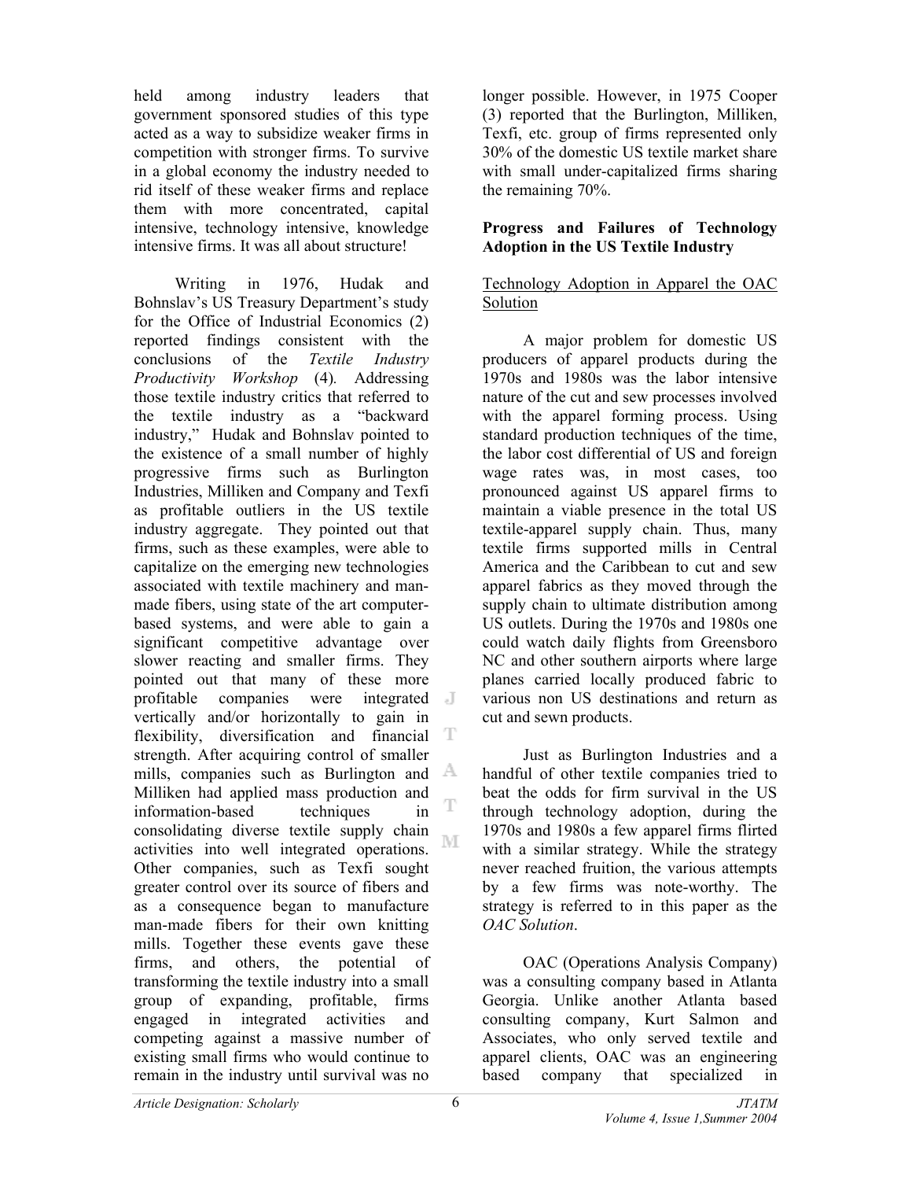held among industry leaders that government sponsored studies of this type acted as a way to subsidize weaker firms in competition with stronger firms. To survive in a global economy the industry needed to rid itself of these weaker firms and replace them with more concentrated, capital intensive, technology intensive, knowledge intensive firms. It was all about structure!

Writing in 1976, Hudak and Bohnslav's US Treasury Department's study for the Office of Industrial Economics (2) reported findings consistent with the conclusions of the *Textile Industry Productivity Workshop* (4). Addressing those textile industry critics that referred to the textile industry as a "backward industry," Hudak and Bohnslav pointed to the existence of a small number of highly progressive firms such as Burlington Industries, Milliken and Company and Texfi as profitable outliers in the US textile industry aggregate. They pointed out that firms, such as these examples, were able to capitalize on the emerging new technologies associated with textile machinery and man-made fibers, using state of the art computer-based systems, and were able to gain a significant competitive advantage over slower reacting and smaller firms. They pointed out that many of these more profitable companies were integrated vertically and/or horizontally to gain in flexibility, diversification and financial strength. After acquiring control of smaller mills, companies such as Burlington and Milliken had applied mass production and information-based techniques in consolidating diverse textile supply chain activities into well integrated operations. Other companies, such as Texfi sought greater control over its source of fibers and as a consequence began to manufacture man-made fibers for their own knitting mills. Together these events gave these firms, and others, the potential of transforming the textile industry into a small group of expanding, profitable, firms engaged in integrated activities and competing against a massive number of existing small firms who would continue to remain in the industry until survival was no longer possible. However, in 1975 Cooper (3) reported that the Burlington, Milliken, Texfi, etc. group of firms represented only 30% of the domestic US textile market share with small under-capitalized firms sharing the remaining 70%.

## Progress and Failures of Technology Adoption in the US Textile Industry

### Technology Adoption in Apparel the OAC Solution

A major problem for domestic US producers of apparel products during the 1970s and 1980s was the labor intensive nature of the cut and sew processes involved with the apparel forming process. Using standard production techniques of the time, the labor cost differential of US and foreign wage rates was, in most cases, too pronounced against US apparel firms to maintain a viable presence in the total US textile-apparel supply chain. Thus, many textile firms supported mills in Central America and the Caribbean to cut and sew apparel fabrics as they moved through the supply chain to ultimate distribution among US outlets. During the 1970s and 1980s one could watch daily flights from Greensboro NC and other southern airports where large planes carried locally produced fabric to various non US destinations and return as cut and sewn products.

Just as Burlington Industries and a handful of other textile companies tried to beat the odds for firm survival in the US through technology adoption, during the 1970s and 1980s a few apparel firms flirted with a similar strategy. While the strategy never reached fruition, the various attempts by a few firms was note-worthy. The strategy is referred to in this paper as the *OAC Solution*.

OAC (Operations Analysis Company) was a consulting company based in Atlanta Georgia. Unlike another Atlanta based consulting company, Kurt Salmon and Associates, who only served textile and apparel clients, OAC was an engineering based company that specialized in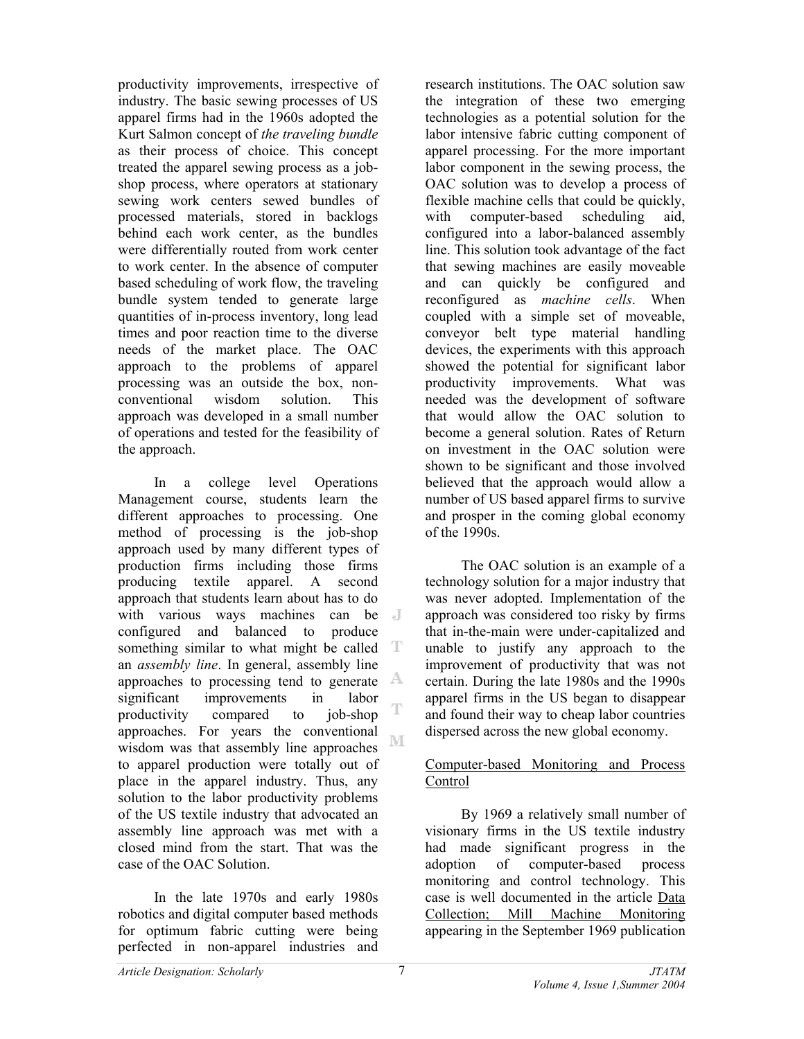productivity improvements, irrespective of industry. The basic sewing processes of US apparel firms had in the 1960s adopted the Kurt Salmon concept of *the traveling bundle* as their process of choice. This concept treated the apparel sewing process as a job-shop process, where operators at stationary sewing work centers sewed bundles of processed materials, stored in backlogs behind each work center, as the bundles were differentially routed from work center to work center. In the absence of computer based scheduling of work flow, the traveling bundle system tended to generate large quantities of in-process inventory, long lead times and poor reaction time to the diverse needs of the market place. The OAC approach to the problems of apparel processing was an outside the box, non-conventional wisdom solution. This approach was developed in a small number of operations and tested for the feasibility of the approach.

In a college level Operations Management course, students learn the different approaches to processing. One method of processing is the job-shop approach used by many different types of production firms including those firms producing textile apparel. A second approach that students learn about has to do with various ways machines can be configured and balanced to produce something similar to what might be called an *assembly line*. In general, assembly line approaches to processing tend to generate significant improvements in labor productivity compared to job-shop approaches. For years the conventional wisdom was that assembly line approaches to apparel production were totally out of place in the apparel industry. Thus, any solution to the labor productivity problems of the US textile industry that advocated an assembly line approach was met with a closed mind from the start. That was the case of the OAC Solution.

In the late 1970s and early 1980s robotics and digital computer based methods for optimum fabric cutting were being perfected in non-apparel industries and research institutions. The OAC solution saw the integration of these two emerging technologies as a potential solution for the labor intensive fabric cutting component of apparel processing. For the more important labor component in the sewing process, the OAC solution was to develop a process of flexible machine cells that could be quickly, with computer-based scheduling aid, configured into a labor-balanced assembly line. This solution took advantage of the fact that sewing machines are easily moveable and can quickly be configured and reconfigured as *machine cells*. When coupled with a simple set of moveable, conveyor belt type material handling devices, the experiments with this approach showed the potential for significant labor productivity improvements. What was needed was the development of software that would allow the OAC solution to become a general solution. Rates of Return on investment in the OAC solution were shown to be significant and those involved believed that the approach would allow a number of US based apparel firms to survive and prosper in the coming global economy of the 1990s.

The OAC solution is an example of a technology solution for a major industry that was never adopted. Implementation of the approach was considered too risky by firms that in-the-main were under-capitalized and unable to justify any approach to the improvement of productivity that was not certain. During the late 1980s and the 1990s apparel firms in the US began to disappear and found their way to cheap labor countries dispersed across the new global economy.

## Computer-based Monitoring and Process Control

By 1969 a relatively small number of visionary firms in the US textile industry had made significant progress in the adoption of computer-based process monitoring and control technology. This case is well documented in the article Data Collection; Mill Machine Monitoring appearing in the September 1969 publication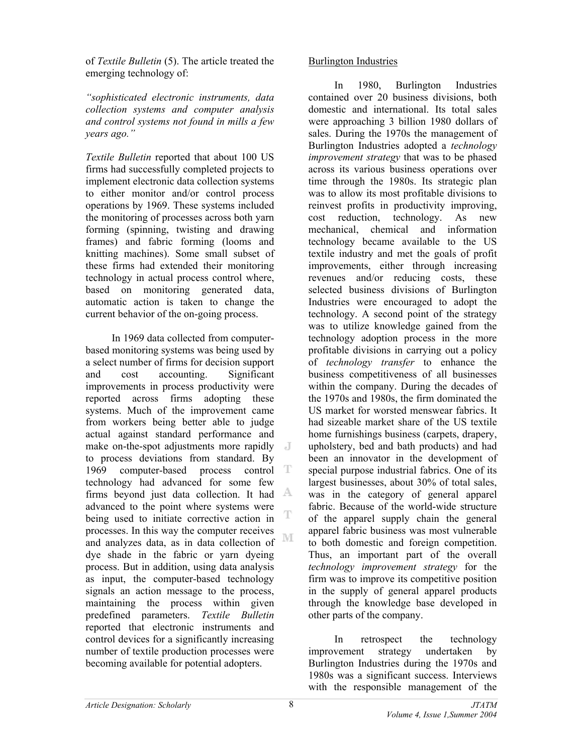of *Textile Bulletin* (5). The article treated the emerging technology of:

*"sophisticated electronic instruments, data collection systems and computer analysis and control systems not found in mills a few years ago."*

*Textile Bulletin* reported that about 100 US firms had successfully completed projects to implement electronic data collection systems to either monitor and/or control process operations by 1969. These systems included the monitoring of processes across both yarn forming (spinning, twisting and drawing frames) and fabric forming (looms and knitting machines). Some small subset of these firms had extended their monitoring technology in actual process control where, based on monitoring generated data, automatic action is taken to change the current behavior of the on-going process.

In 1969 data collected from computer-based monitoring systems was being used by a select number of firms for decision support and cost accounting. Significant improvements in process productivity were reported across firms adopting these systems. Much of the improvement came from workers being better able to judge actual against standard performance and make on-the-spot adjustments more rapidly to process deviations from standard. By 1969 computer-based process control technology had advanced for some few firms beyond just data collection. It had advanced to the point where systems were being used to initiate corrective action in processes. In this way the computer receives and analyzes data, as in data collection of dye shade in the fabric or yarn dyeing process. But in addition, using data analysis as input, the computer-based technology signals an action message to the process, maintaining the process within given predefined parameters. *Textile Bulletin* reported that electronic instruments and control devices for a significantly increasing number of textile production processes were becoming available for potential adopters.

Burlington Industries

In 1980, Burlington Industries contained over 20 business divisions, both domestic and international. Its total sales were approaching 3 billion 1980 dollars of sales. During the 1970s the management of Burlington Industries adopted a *technology improvement strategy* that was to be phased across its various business operations over time through the 1980s. Its strategic plan was to allow its most profitable divisions to reinvest profits in productivity improving, cost reduction, technology. As new mechanical, chemical and information technology became available to the US textile industry and met the goals of profit improvements, either through increasing revenues and/or reducing costs, these selected business divisions of Burlington Industries were encouraged to adopt the technology. A second point of the strategy was to utilize knowledge gained from the technology adoption process in the more profitable divisions in carrying out a policy of *technology transfer* to enhance the business competitiveness of all businesses within the company. During the decades of the 1970s and 1980s, the firm dominated the US market for worsted menswear fabrics. It had sizeable market share of the US textile home furnishings business (carpets, drapery, upholstery, bed and bath products) and had been an innovator in the development of special purpose industrial fabrics. One of its largest businesses, about 30% of total sales, was in the category of general apparel fabric. Because of the world-wide structure of the apparel supply chain the general apparel fabric business was most vulnerable to both domestic and foreign competition. Thus, an important part of the overall *technology improvement strategy* for the firm was to improve its competitive position in the supply of general apparel products through the knowledge base developed in other parts of the company.

In retrospect the technology improvement strategy undertaken by Burlington Industries during the 1970s and 1980s was a significant success. Interviews with the responsible management of the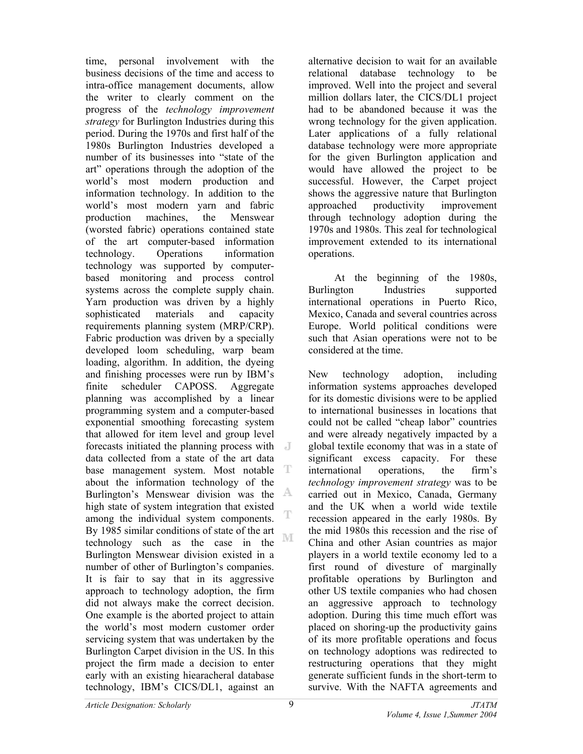time, personal involvement with the business decisions of the time and access to intra-office management documents, allow the writer to clearly comment on the progress of the *technology improvement strategy* for Burlington Industries during this period. During the 1970s and first half of the 1980s Burlington Industries developed a number of its businesses into "state of the art" operations through the adoption of the world's most modern production and information technology. In addition to the world's most modern yarn and fabric production machines, the Menswear (worsted fabric) operations contained state of the art computer-based information technology. Operations information technology was supported by computer-based monitoring and process control systems across the complete supply chain. Yarn production was driven by a highly sophisticated materials and capacity requirements planning system (MRP/CRP). Fabric production was driven by a specially developed loom scheduling, warp beam loading, algorithm. In addition, the dyeing and finishing processes were run by IBM's finite scheduler CAPOSS. Aggregate planning was accomplished by a linear programming system and a computer-based exponential smoothing forecasting system that allowed for item level and group level forecasts initiated the planning process with data collected from a state of the art data base management system. Most notable about the information technology of the Burlington's Menswear division was the high state of system integration that existed among the individual system components. By 1985 similar conditions of state of the art technology such as the case in the Burlington Menswear division existed in a number of other of Burlington's companies. It is fair to say that in its aggressive approach to technology adoption, the firm did not always make the correct decision. One example is the aborted project to attain the world's most modern customer order servicing system that was undertaken by the Burlington Carpet division in the US. In this project the firm made a decision to enter early with an existing hieracheral database technology, IBM's CICS/DL1, against an alternative decision to wait for an available relational database technology to be improved. Well into the project and several million dollars later, the CICS/DL1 project had to be abandoned because it was the wrong technology for the given application. Later applications of a fully relational database technology were more appropriate for the given Burlington application and would have allowed the project to be successful. However, the Carpet project shows the aggressive nature that Burlington approached productivity improvement through technology adoption during the 1970s and 1980s. This zeal for technological improvement extended to its international operations.

At the beginning of the 1980s, Burlington Industries supported international operations in Puerto Rico, Mexico, Canada and several countries across Europe. World political conditions were such that Asian operations were not to be considered at the time.

New technology adoption, including information systems approaches developed for its domestic divisions were to be applied to international businesses in locations that could not be called "cheap labor" countries and were already negatively impacted by a global textile economy that was in a state of significant excess capacity. For these international operations, the firm's *technology improvement strategy* was to be carried out in Mexico, Canada, Germany and the UK when a world wide textile recession appeared in the early 1980s. By the mid 1980s this recession and the rise of China and other Asian countries as major players in a world textile economy led to a first round of divesture of marginally profitable operations by Burlington and other US textile companies who had chosen an aggressive approach to technology adoption. During this time much effort was placed on shoring-up the productivity gains of its more profitable operations and focus on technology adoptions was redirected to restructuring operations that they might generate sufficient funds in the short-term to survive. With the NAFTA agreements and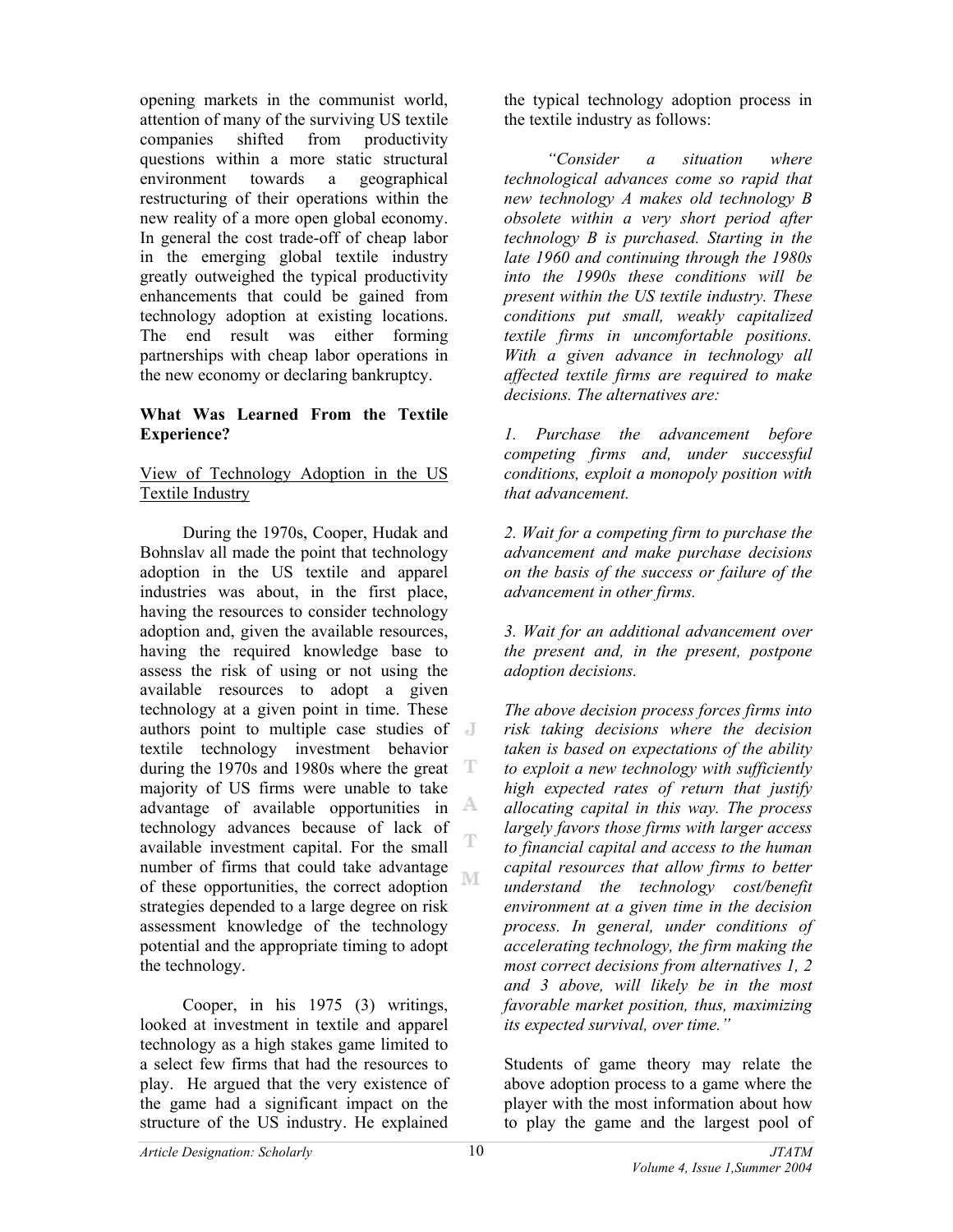opening markets in the communist world, attention of many of the surviving US textile companies shifted from productivity questions within a more static structural environment towards a geographical restructuring of their operations within the new reality of a more open global economy. In general the cost trade-off of cheap labor in the emerging global textile industry greatly outweighed the typical productivity enhancements that could be gained from technology adoption at existing locations. The end result was either forming partnerships with cheap labor operations in the new economy or declaring bankruptcy.

**What Was Learned From the Textile Experience?**

View of Technology Adoption in the US Textile Industry

During the 1970s, Cooper, Hudak and Bohnslav all made the point that technology adoption in the US textile and apparel industries was about, in the first place, having the resources to consider technology adoption and, given the available resources, having the required knowledge base to assess the risk of using or not using the available resources to adopt a given technology at a given point in time. These authors point to multiple case studies of textile technology investment behavior during the 1970s and 1980s where the great majority of US firms were unable to take advantage of available opportunities in technology advances because of lack of available investment capital. For the small number of firms that could take advantage of these opportunities, the correct adoption strategies depended to a large degree on risk assessment knowledge of the technology potential and the appropriate timing to adopt the technology.

Cooper, in his 1975 (3) writings, looked at investment in textile and apparel technology as a high stakes game limited to a select few firms that had the resources to play. He argued that the very existence of the game had a significant impact on the structure of the US industry. He explained the typical technology adoption process in the textile industry as follows:

*"Consider a situation where technological advances come so rapid that new technology A makes old technology B obsolete within a very short period after technology B is purchased. Starting in the late 1960 and continuing through the 1980s into the 1990s these conditions will be present within the US textile industry. These conditions put small, weakly capitalized textile firms in uncomfortable positions. With a given advance in technology all affected textile firms are required to make decisions. The alternatives are:*

*1. Purchase the advancement before competing firms and, under successful conditions, exploit a monopoly position with that advancement.*

*2. Wait for a competing firm to purchase the advancement and make purchase decisions on the basis of the success or failure of the advancement in other firms.*

*3. Wait for an additional advancement over the present and, in the present, postpone adoption decisions.*

*The above decision process forces firms into risk taking decisions where the decision taken is based on expectations of the ability to exploit a new technology with sufficiently high expected rates of return that justify allocating capital in this way. The process largely favors those firms with larger access to financial capital and access to the human capital resources that allow firms to better understand the technology cost/benefit environment at a given time in the decision process. In general, under conditions of accelerating technology, the firm making the most correct decisions from alternatives 1, 2 and 3 above, will likely be in the most favorable market position, thus, maximizing its expected survival, over time."*

Students of game theory may relate the above adoption process to a game where the player with the most information about how to play the game and the largest pool of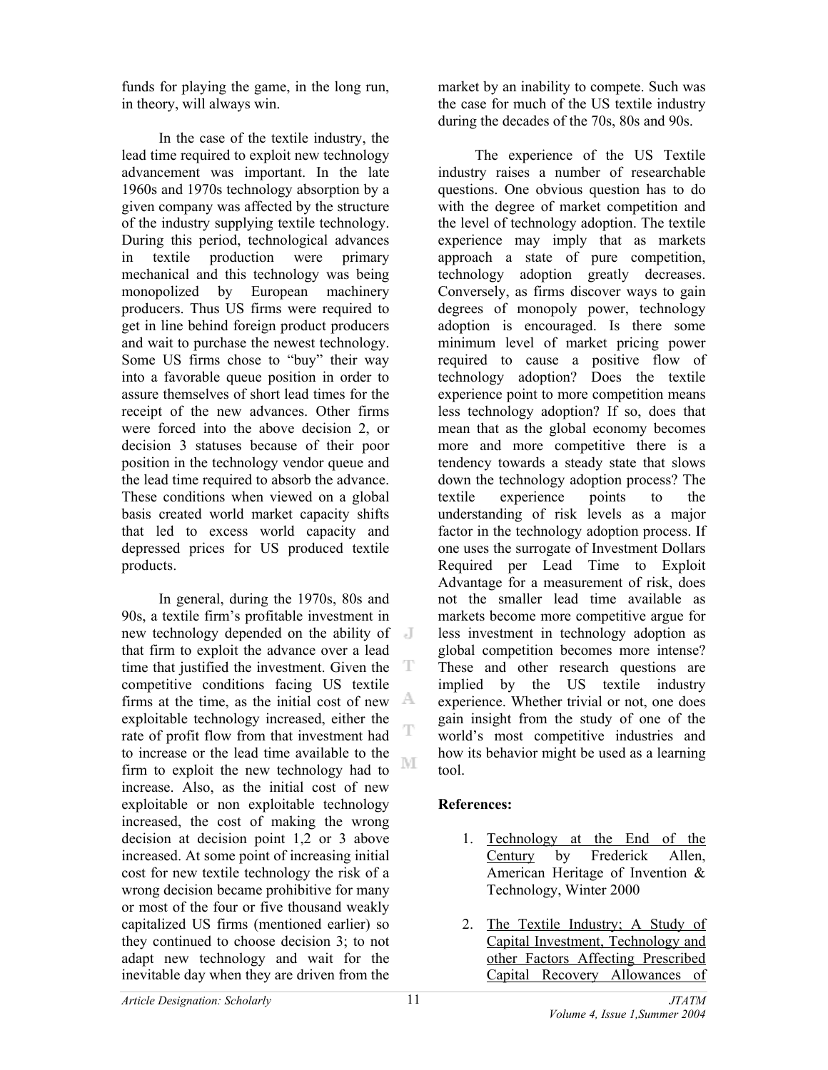funds for playing the game, in the long run, in theory, will always win.

In the case of the textile industry, the lead time required to exploit new technology advancement was important. In the late 1960s and 1970s technology absorption by a given company was affected by the structure of the industry supplying textile technology. During this period, technological advances in textile production were primary mechanical and this technology was being monopolized by European machinery producers. Thus US firms were required to get in line behind foreign product producers and wait to purchase the newest technology. Some US firms chose to “buy” their way into a favorable queue position in order to assure themselves of short lead times for the receipt of the new advances. Other firms were forced into the above decision 2, or decision 3 statuses because of their poor position in the technology vendor queue and the lead time required to absorb the advance. These conditions when viewed on a global basis created world market capacity shifts that led to excess world capacity and depressed prices for US produced textile products.

In general, during the 1970s, 80s and 90s, a textile firm’s profitable investment in new technology depended on the ability of that firm to exploit the advance over a lead time that justified the investment. Given the competitive conditions facing US textile firms at the time, as the initial cost of new exploitable technology increased, either the rate of profit flow from that investment had to increase or the lead time available to the firm to exploit the new technology had to increase. Also, as the initial cost of new exploitable or non exploitable technology increased, the cost of making the wrong decision at decision point 1,2 or 3 above increased. At some point of increasing initial cost for new textile technology the risk of a wrong decision became prohibitive for many or most of the four or five thousand weakly capitalized US firms (mentioned earlier) so they continued to choose decision 3; to not adapt new technology and wait for the inevitable day when they are driven from the market by an inability to compete. Such was the case for much of the US textile industry during the decades of the 70s, 80s and 90s.

The experience of the US Textile industry raises a number of researchable questions. One obvious question has to do with the degree of market competition and the level of technology adoption. The textile experience may imply that as markets approach a state of pure competition, technology adoption greatly decreases. Conversely, as firms discover ways to gain degrees of monopoly power, technology adoption is encouraged. Is there some minimum level of market pricing power required to cause a positive flow of technology adoption? Does the textile experience point to more competition means less technology adoption? If so, does that mean that as the global economy becomes more and more competitive there is a tendency towards a steady state that slows down the technology adoption process? The textile experience points to the understanding of risk levels as a major factor in the technology adoption process. If one uses the surrogate of Investment Dollars Required per Lead Time to Exploit Advantage for a measurement of risk, does not the smaller lead time available as markets become more competitive argue for less investment in technology adoption as global competition becomes more intense? These and other research questions are implied by the US textile industry experience. Whether trivial or not, one does gain insight from the study of one of the world’s most competitive industries and how its behavior might be used as a learning tool.

**References:**

1. Technology at the End of the Century by Frederick Allen, American Heritage of Invention & Technology, Winter 2000

2. The Textile Industry; A Study of Capital Investment, Technology and other Factors Affecting Prescribed Capital Recovery Allowances of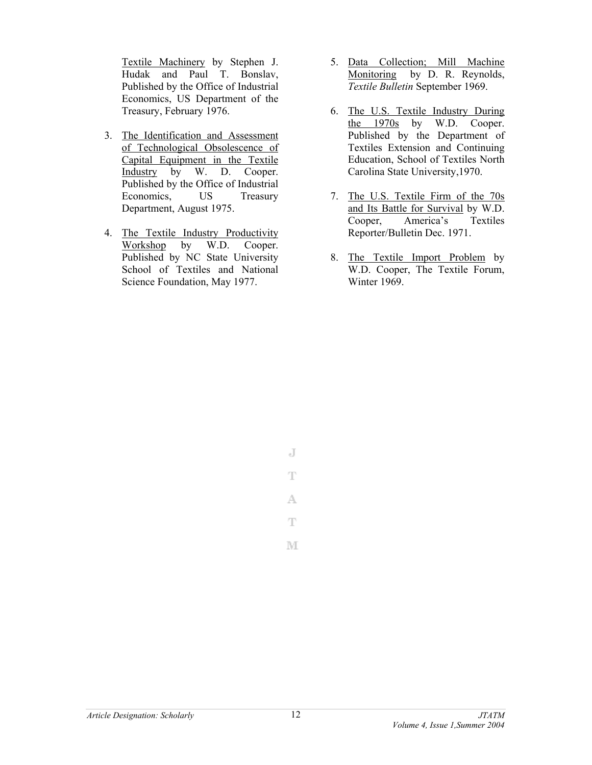Textile Machinery by Stephen J. Hudak and Paul T. Bonslav, Published by the Office of Industrial Economics, US Department of the Treasury, February 1976.

3. The Identification and Assessment of Technological Obsolescence of Capital Equipment in the Textile Industry by W. D. Cooper. Published by the Office of Industrial Economics, US Treasury Department, August 1975.

4. The Textile Industry Productivity Workshop by W.D. Cooper. Published by NC State University School of Textiles and National Science Foundation, May 1977.

5. Data Collection; Mill Machine Monitoring by D. R. Reynolds, *Textile Bulletin* September 1969.

6. The U.S. Textile Industry During the 1970s by W.D. Cooper. Published by the Department of Textiles Extension and Continuing Education, School of Textiles North Carolina State University,1970.

7. The U.S. Textile Firm of the 70s and Its Battle for Survival by W.D. Cooper, America's Textiles Reporter/Bulletin Dec. 1971.

8. The Textile Import Problem by W.D. Cooper, The Textile Forum, Winter 1969.